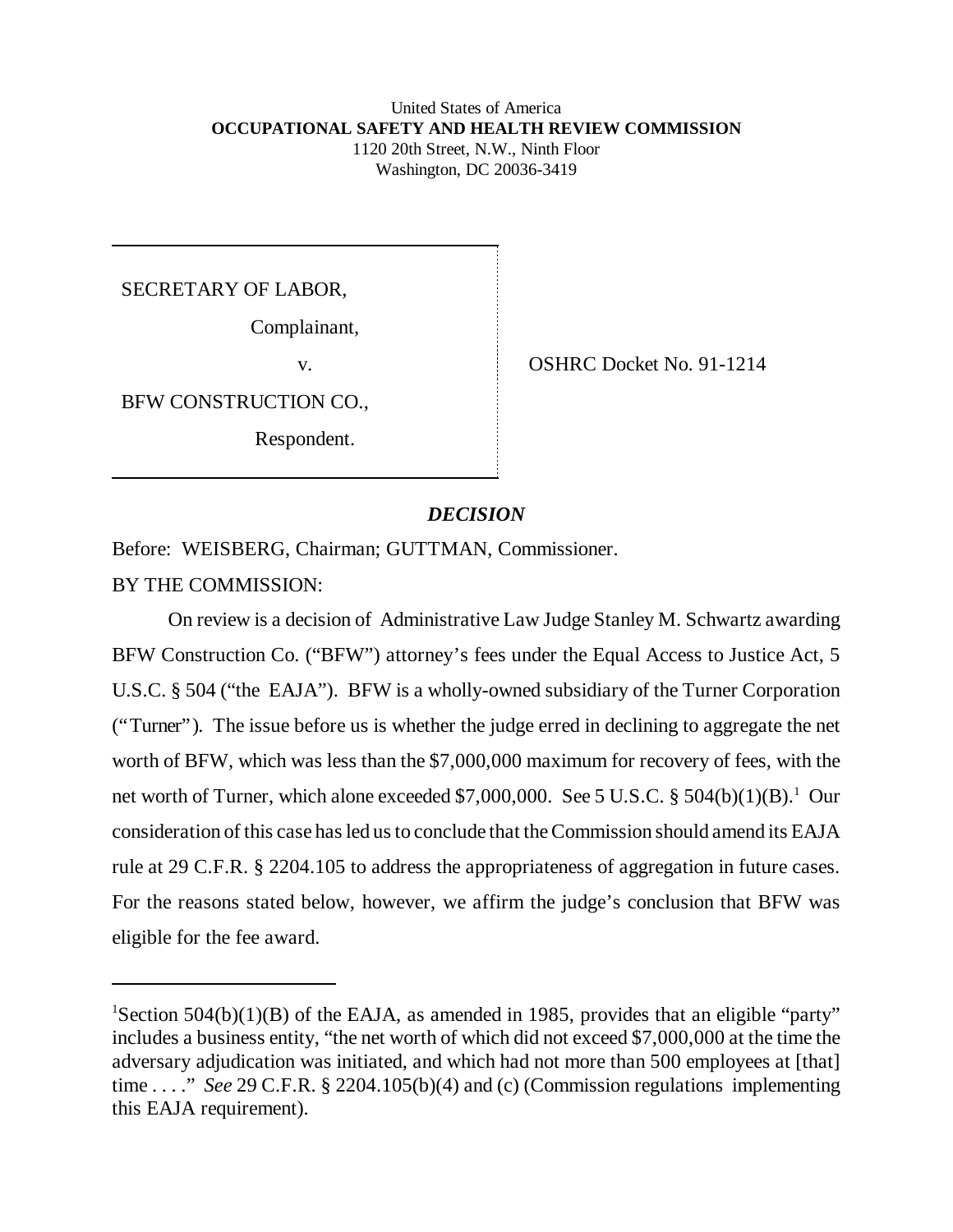United States of America
**OCCUPATIONAL SAFETY AND HEALTH REVIEW COMMISSION**
1120 20th Street, N.W., Ninth Floor
Washington, DC 20036-3419

SECRETARY OF LABOR,

Complainant,

v.

BFW CONSTRUCTION CO.,

Respondent.

OSHRC Docket No. 91-1214

## ***DECISION***

Before: WEISBERG, Chairman; GUTTMAN, Commissioner.

BY THE COMMISSION:

On review is a decision of Administrative Law Judge Stanley M. Schwartz awarding BFW Construction Co. ("BFW") attorney's fees under the Equal Access to Justice Act, 5 U.S.C. § 504 ("the EAJA"). BFW is a wholly-owned subsidiary of the Turner Corporation ("Turner"). The issue before us is whether the judge erred in declining to aggregate the net worth of BFW, which was less than the $7,000,000 maximum for recovery of fees, with the net worth of Turner, which alone exceeded $7,000,000. See 5 U.S.C. § 504(b)(1)(B).[1] Our consideration of this case has led us to conclude that the Commission should amend its EAJA rule at 29 C.F.R. § 2204.105 to address the appropriateness of aggregation in future cases. For the reasons stated below, however, we affirm the judge's conclusion that BFW was eligible for the fee award.

[1]Section 504(b)(1)(B) of the EAJA, as amended in 1985, provides that an eligible "party" includes a business entity, "the net worth of which did not exceed $7,000,000 at the time the adversary adjudication was initiated, and which had not more than 500 employees at [that] time . . . ." *See* 29 C.F.R. § 2204.105(b)(4) and (c) (Commission regulations implementing this EAJA requirement).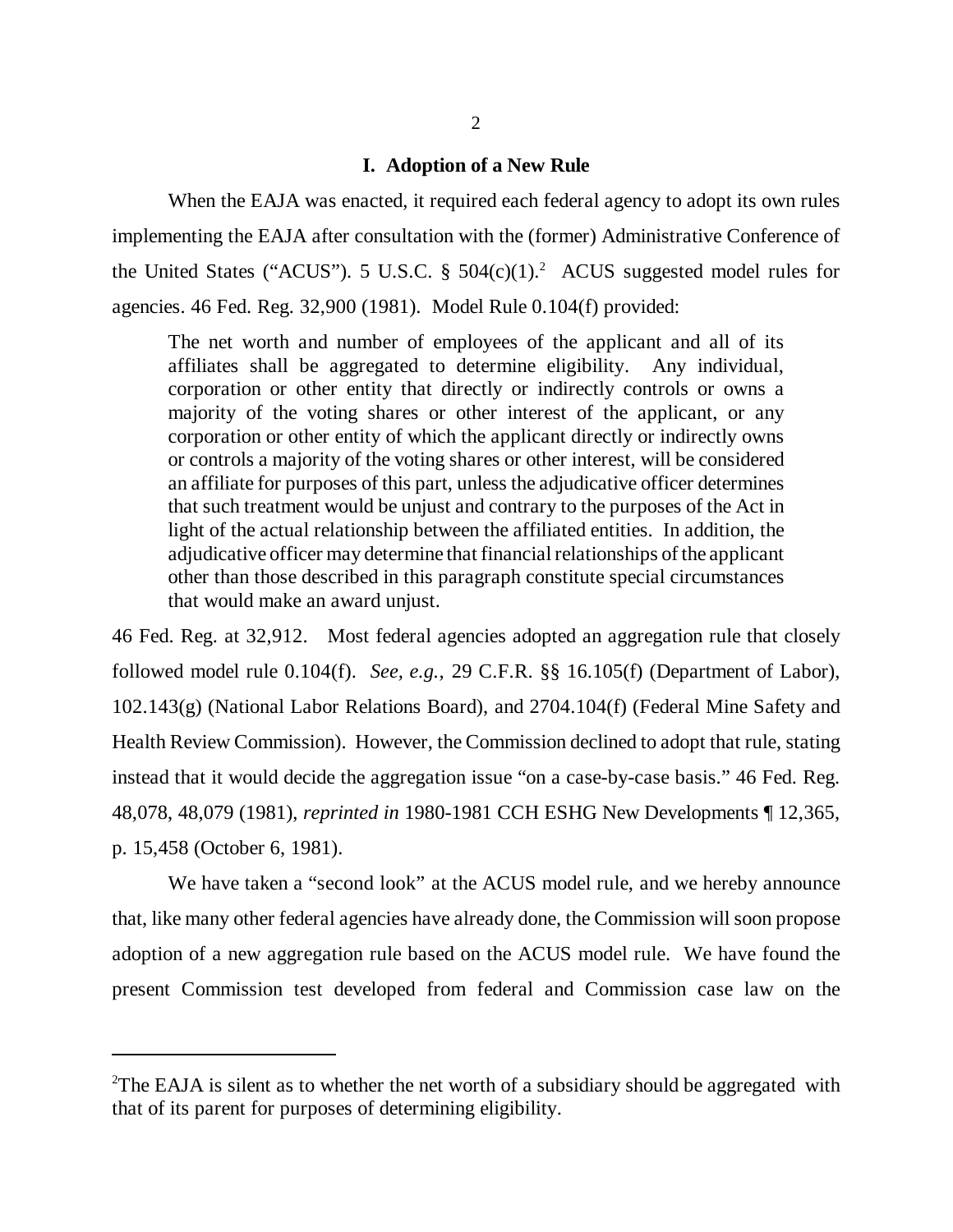## I. Adoption of a New Rule

When the EAJA was enacted, it required each federal agency to adopt its own rules implementing the EAJA after consultation with the (former) Administrative Conference of the United States ("ACUS"). 5 U.S.C. § 504(c)(1).[2] ACUS suggested model rules for agencies. 46 Fed. Reg. 32,900 (1981). Model Rule 0.104(f) provided:

> The net worth and number of employees of the applicant and all of its affiliates shall be aggregated to determine eligibility. Any individual, corporation or other entity that directly or indirectly controls or owns a majority of the voting shares or other interest of the applicant, or any corporation or other entity of which the applicant directly or indirectly owns or controls a majority of the voting shares or other interest, will be considered an affiliate for purposes of this part, unless the adjudicative officer determines that such treatment would be unjust and contrary to the purposes of the Act in light of the actual relationship between the affiliated entities. In addition, the adjudicative officer may determine that financial relationships of the applicant other than those described in this paragraph constitute special circumstances that would make an award unjust.

46 Fed. Reg. at 32,912. Most federal agencies adopted an aggregation rule that closely followed model rule 0.104(f). *See, e.g.,* 29 C.F.R. §§ 16.105(f) (Department of Labor), 102.143(g) (National Labor Relations Board), and 2704.104(f) (Federal Mine Safety and Health Review Commission). However, the Commission declined to adopt that rule, stating instead that it would decide the aggregation issue "on a case-by-case basis." 46 Fed. Reg. 48,078, 48,079 (1981), *reprinted in* 1980-1981 CCH ESHG New Developments ¶ 12,365, p. 15,458 (October 6, 1981).

We have taken a "second look" at the ACUS model rule, and we hereby announce that, like many other federal agencies have already done, the Commission will soon propose adoption of a new aggregation rule based on the ACUS model rule. We have found the present Commission test developed from federal and Commission case law on the

---

[2] The EAJA is silent as to whether the net worth of a subsidiary should be aggregated with that of its parent for purposes of determining eligibility.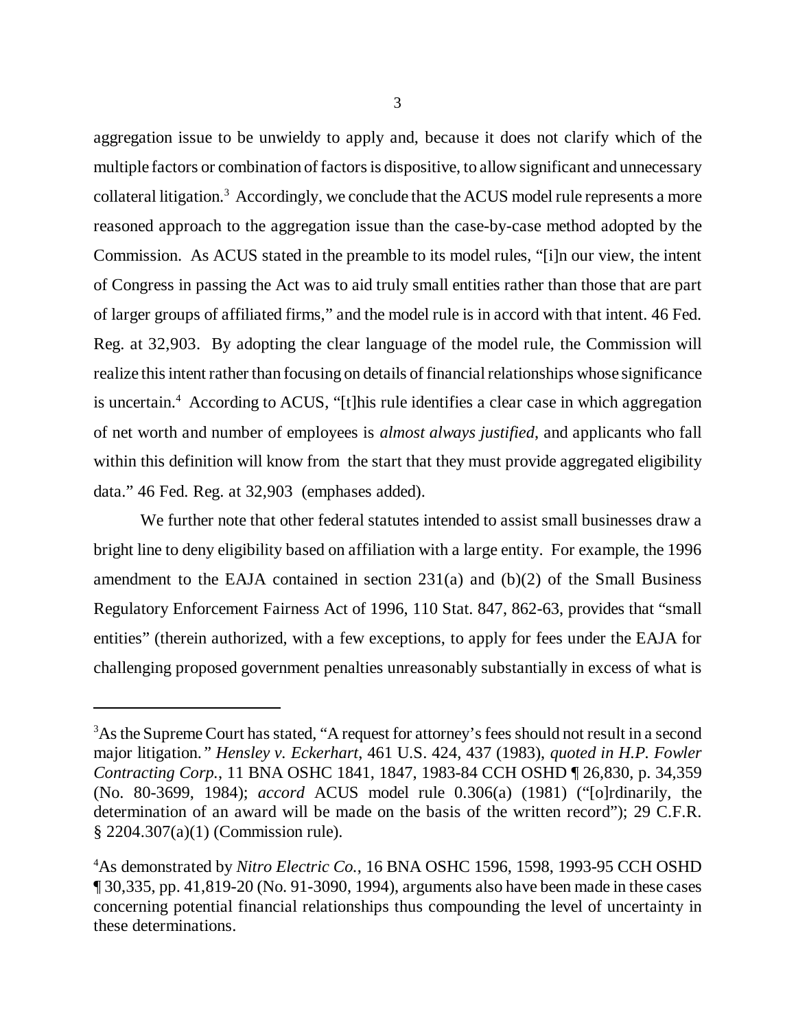aggregation issue to be unwieldy to apply and, because it does not clarify which of the multiple factors or combination of factors is dispositive, to allow significant and unnecessary collateral litigation.[3] Accordingly, we conclude that the ACUS model rule represents a more reasoned approach to the aggregation issue than the case-by-case method adopted by the Commission. As ACUS stated in the preamble to its model rules, "[i]n our view, the intent of Congress in passing the Act was to aid truly small entities rather than those that are part of larger groups of affiliated firms," and the model rule is in accord with that intent. 46 Fed. Reg. at 32,903. By adopting the clear language of the model rule, the Commission will realize this intent rather than focusing on details of financial relationships whose significance is uncertain.[4] According to ACUS, "[t]his rule identifies a clear case in which aggregation of net worth and number of employees is *almost always justified*, and applicants who fall within this definition will know from the start that they must provide aggregated eligibility data." 46 Fed. Reg. at 32,903 (emphases added).

We further note that other federal statutes intended to assist small businesses draw a bright line to deny eligibility based on affiliation with a large entity. For example, the 1996 amendment to the EAJA contained in section 231(a) and (b)(2) of the Small Business Regulatory Enforcement Fairness Act of 1996, 110 Stat. 847, 862-63, provides that "small entities" (therein authorized, with a few exceptions, to apply for fees under the EAJA for challenging proposed government penalties unreasonably substantially in excess of what is

---

[3] As the Supreme Court has stated, "A request for attorney's fees should not result in a second major litigation.*"* *Hensley v. Eckerhart*, 461 U.S. 424, 437 (1983), *quoted in H.P. Fowler Contracting Corp.*, 11 BNA OSHC 1841, 1847, 1983-84 CCH OSHD ¶ 26,830, p. 34,359 (No. 80-3699, 1984); *accord* ACUS model rule 0.306(a) (1981) ("[o]rdinarily, the determination of an award will be made on the basis of the written record"); 29 C.F.R. § 2204.307(a)(1) (Commission rule).

[4] As demonstrated by *Nitro Electric Co.*, 16 BNA OSHC 1596, 1598, 1993-95 CCH OSHD ¶ 30,335, pp. 41,819-20 (No. 91-3090, 1994), arguments also have been made in these cases concerning potential financial relationships thus compounding the level of uncertainty in these determinations.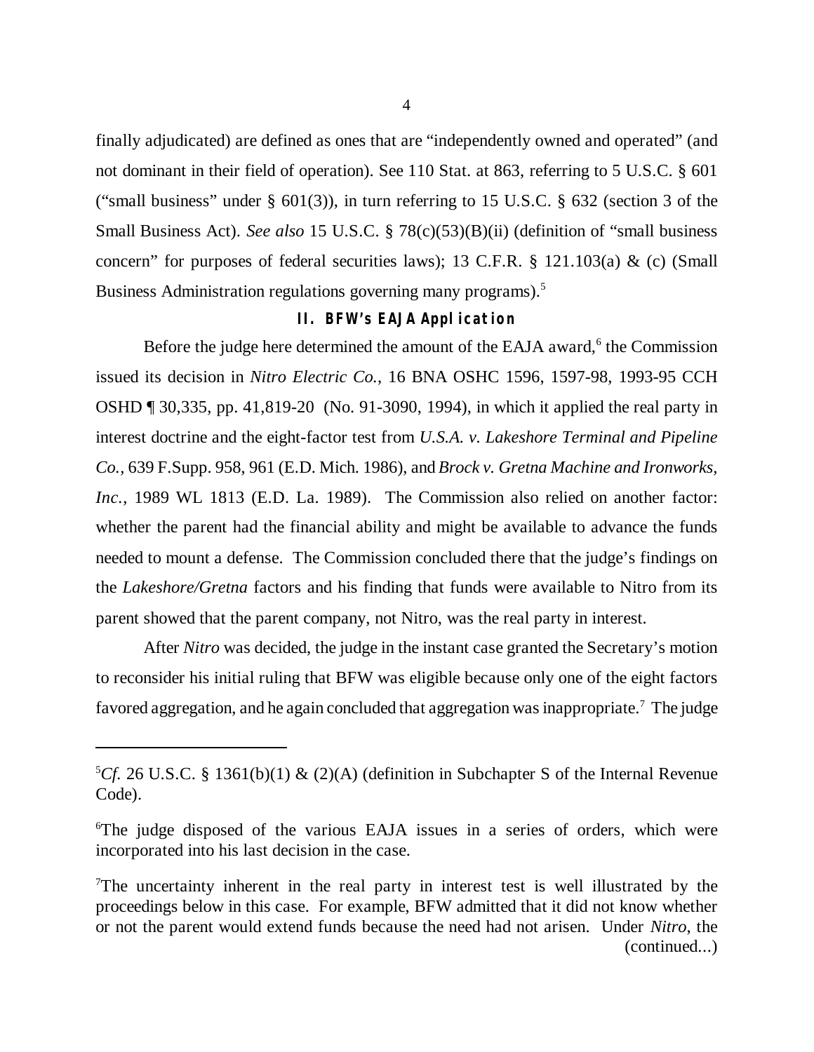finally adjudicated) are defined as ones that are "independently owned and operated" (and not dominant in their field of operation). See 110 Stat. at 863, referring to 5 U.S.C. § 601 ("small business" under § 601(3)), in turn referring to 15 U.S.C. § 632 (section 3 of the Small Business Act). *See also* 15 U.S.C. § 78(c)(53)(B)(ii) (definition of "small business concern" for purposes of federal securities laws); 13 C.F.R. § 121.103(a) & (c) (Small Business Administration regulations governing many programs).[5]

## II. BFW's EAJA Application

Before the judge here determined the amount of the EAJA award,[6] the Commission issued its decision in *Nitro Electric Co.*, 16 BNA OSHC 1596, 1597-98, 1993-95 CCH OSHD ¶ 30,335, pp. 41,819-20 (No. 91-3090, 1994), in which it applied the real party in interest doctrine and the eight-factor test from *U.S.A. v. Lakeshore Terminal and Pipeline Co.*, 639 F.Supp. 958, 961 (E.D. Mich. 1986), and *Brock v. Gretna Machine and Ironworks, Inc.*, 1989 WL 1813 (E.D. La. 1989). The Commission also relied on another factor: whether the parent had the financial ability and might be available to advance the funds needed to mount a defense. The Commission concluded there that the judge's findings on the *Lakeshore/Gretna* factors and his finding that funds were available to Nitro from its parent showed that the parent company, not Nitro, was the real party in interest.

After *Nitro* was decided, the judge in the instant case granted the Secretary's motion to reconsider his initial ruling that BFW was eligible because only one of the eight factors favored aggregation, and he again concluded that aggregation was inappropriate.[7] The judge

---

[5] *Cf.* 26 U.S.C. § 1361(b)(1) & (2)(A) (definition in Subchapter S of the Internal Revenue Code).

[6] The judge disposed of the various EAJA issues in a series of orders, which were incorporated into his last decision in the case.

[7] The uncertainty inherent in the real party in interest test is well illustrated by the proceedings below in this case. For example, BFW admitted that it did not know whether or not the parent would extend funds because the need had not arisen. Under *Nitro*, the (continued...)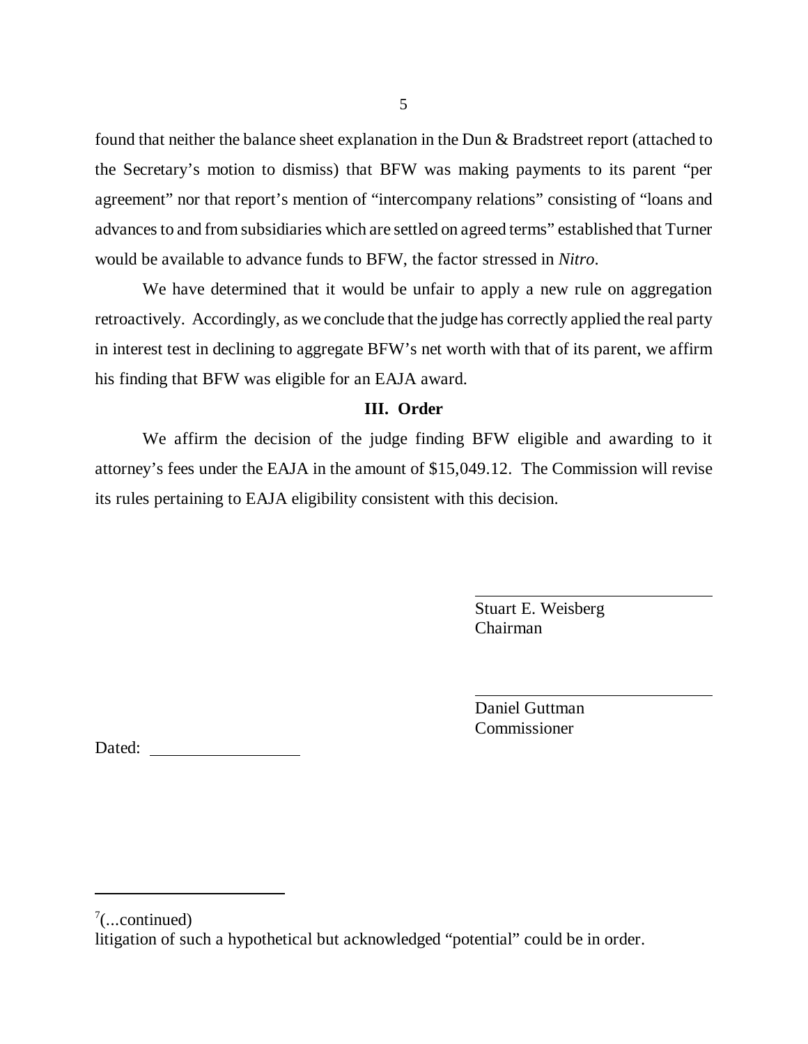found that neither the balance sheet explanation in the Dun & Bradstreet report (attached to the Secretary's motion to dismiss) that BFW was making payments to its parent "per agreement" nor that report's mention of "intercompany relations" consisting of "loans and advances to and from subsidiaries which are settled on agreed terms" established that Turner would be available to advance funds to BFW, the factor stressed in *Nitro*.

We have determined that it would be unfair to apply a new rule on aggregation retroactively. Accordingly, as we conclude that the judge has correctly applied the real party in interest test in declining to aggregate BFW's net worth with that of its parent, we affirm his finding that BFW was eligible for an EAJA award.

## III. Order

We affirm the decision of the judge finding BFW eligible and awarding to it attorney's fees under the EAJA in the amount of $15,049.12. The Commission will revise its rules pertaining to EAJA eligibility consistent with this decision.

Stuart E. Weisberg
Chairman

Daniel Guttman
Commissioner

Dated: \_\_\_\_\_\_\_\_\_\_\_\_\_\_\_\_\_\_

---

[7](...continued)
litigation of such a hypothetical but acknowledged "potential" could be in order.